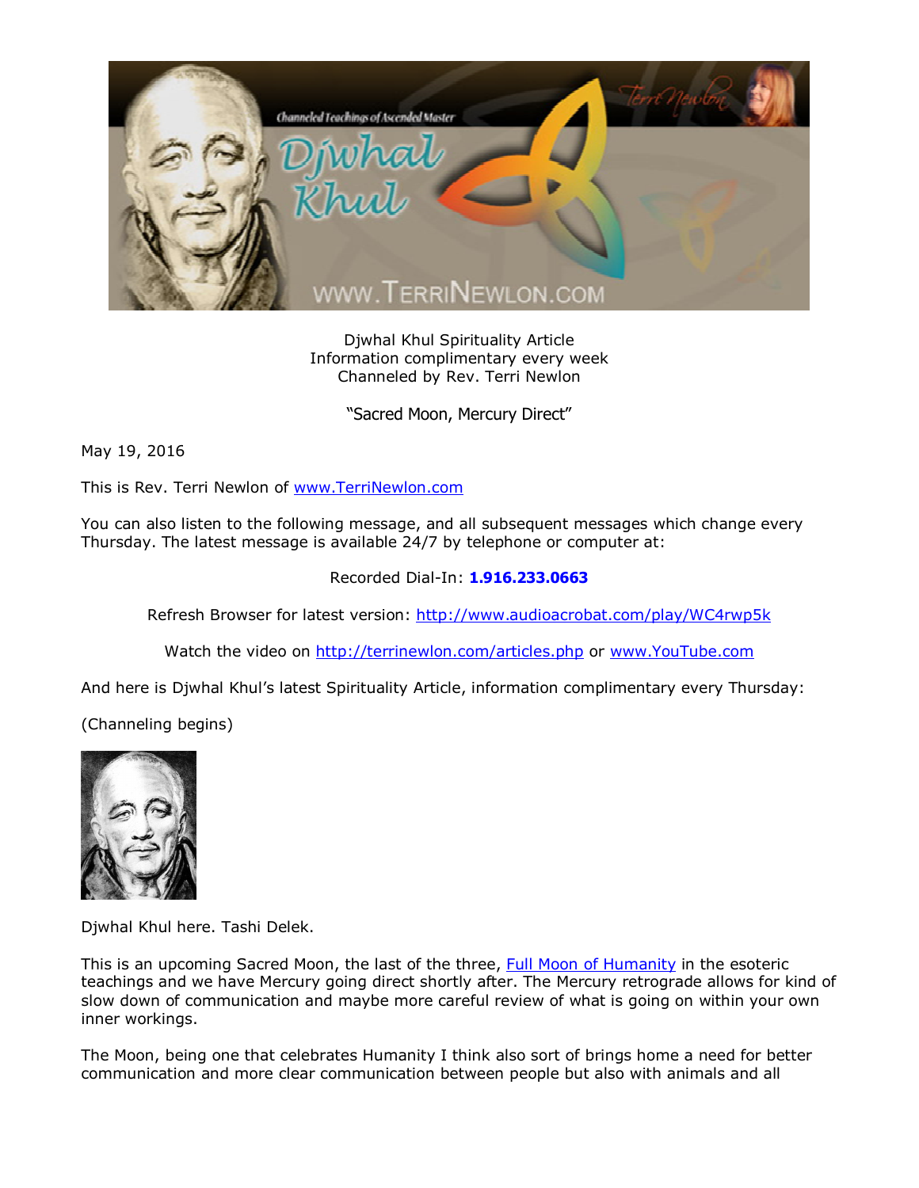Djwhal Khul Spirituality Article
Information complimentary every week
Channeled by Rev. Terri Newlon

"Sacred Moon, Mercury Direct"

May 19, 2016

This is Rev. Terri Newlon of [www.TerriNewlon.com](http://www.TerriNewlon.com)

You can also listen to the following message, and all subsequent messages which change every Thursday. The latest message is available 24/7 by telephone or computer at:

Recorded Dial-In: **1.916.233.0663**

Refresh Browser for latest version: [http://www.audioacrobat.com/play/WC4rwp5k](http://www.audioacrobat.com/play/WC4rwp5k)

Watch the video on [http://terrinewlon.com/articles.php](http://terrinewlon.com/articles.php) or [www.YouTube.com](http://www.YouTube.com)

And here is Djwhal Khul's latest Spirituality Article, information complimentary every Thursday:

(Channeling begins)

Djwhal Khul here. Tashi Delek.

This is an upcoming Sacred Moon, the last of the three, Full Moon of Humanity in the esoteric teachings and we have Mercury going direct shortly after. The Mercury retrograde allows for kind of slow down of communication and maybe more careful review of what is going on within your own inner workings.

The Moon, being one that celebrates Humanity I think also sort of brings home a need for better communication and more clear communication between people but also with animals and all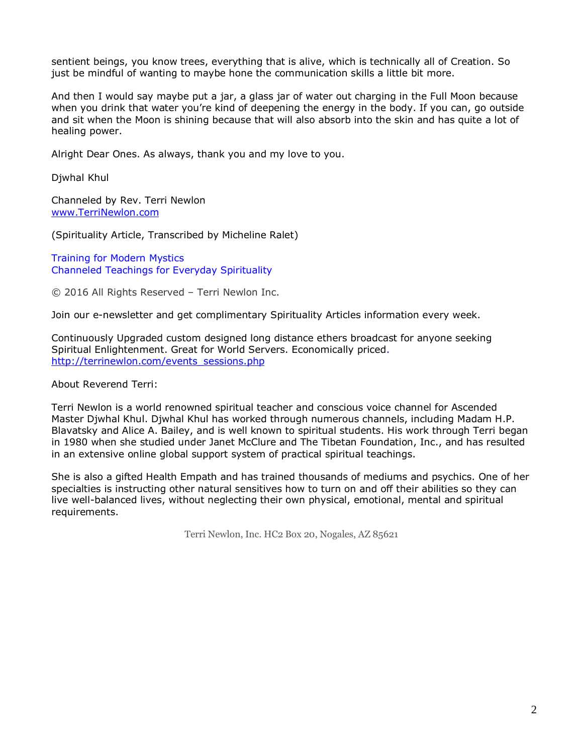sentient beings, you know trees, everything that is alive, which is technically all of Creation. So just be mindful of wanting to maybe hone the communication skills a little bit more.

And then I would say maybe put a jar, a glass jar of water out charging in the Full Moon because when you drink that water you're kind of deepening the energy in the body. If you can, go outside and sit when the Moon is shining because that will also absorb into the skin and has quite a lot of healing power.

Alright Dear Ones. As always, thank you and my love to you.

Djwhal Khul

Channeled by Rev. Terri Newlon
www.TerriNewlon.com

(Spirituality Article, Transcribed by Micheline Ralet)

Training for Modern Mystics
Channeled Teachings for Everyday Spirituality

© 2016 All Rights Reserved – Terri Newlon Inc.

Join our e-newsletter and get complimentary Spirituality Articles information every week.

Continuously Upgraded custom designed long distance ethers broadcast for anyone seeking Spiritual Enlightenment. Great for World Servers. Economically priced.
http://terrinewlon.com/events_sessions.php

About Reverend Terri:

Terri Newlon is a world renowned spiritual teacher and conscious voice channel for Ascended Master Djwhal Khul. Djwhal Khul has worked through numerous channels, including Madam H.P. Blavatsky and Alice A. Bailey, and is well known to spiritual students. His work through Terri began in 1980 when she studied under Janet McClure and The Tibetan Foundation, Inc., and has resulted in an extensive online global support system of practical spiritual teachings.

She is also a gifted Health Empath and has trained thousands of mediums and psychics. One of her specialties is instructing other natural sensitives how to turn on and off their abilities so they can live well-balanced lives, without neglecting their own physical, emotional, mental and spiritual requirements.

Terri Newlon, Inc. HC2 Box 20, Nogales, AZ 85621